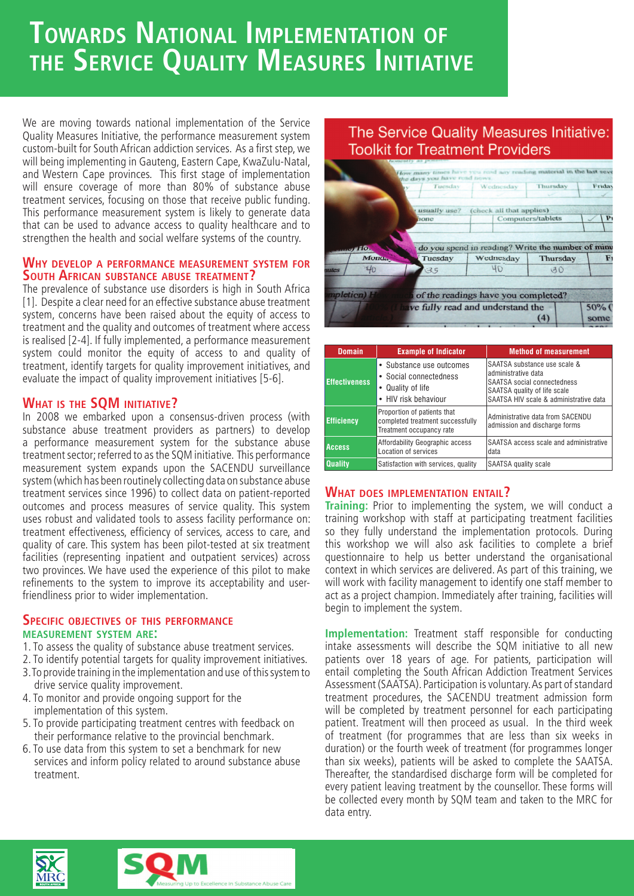# Towards National Implementation of the Service Quality Measures Initiative

We are moving towards national implementation of the Service Quality Measures Initiative, the performance measurement system custom-built for South African addiction services. As a first step, we will being implementing in Gauteng, Eastern Cape, KwaZulu-Natal, and Western Cape provinces. This first stage of implementation will ensure coverage of more than 80% of substance abuse treatment services, focusing on those that receive public funding. This performance measurement system is likely to generate data that can be used to advance access to quality healthcare and to strengthen the health and social welfare systems of the country.

## Why develop a performance measurement system for South African substance abuse treatment?

The prevalence of substance use disorders is high in South Africa [1]. Despite a clear need for an effective substance abuse treatment system, concerns have been raised about the equity of access to treatment and the quality and outcomes of treatment where access is realised [2-4]. If fully implemented, a performance measurement system could monitor the equity of access to and quality of treatment, identify targets for quality improvement initiatives, and evaluate the impact of quality improvement initiatives [5-6].

## What is the SQM initiative?

In 2008 we embarked upon a consensus-driven process (with substance abuse treatment providers as partners) to develop a performance measurement system for the substance abuse treatment sector; referred to as the SQM initiative. This performance measurement system expands upon the SACENDU surveillance system (which has been routinely collecting data on substance abuse treatment services since 1996) to collect data on patient-reported outcomes and process measures of service quality. This system uses robust and validated tools to assess facility performance on: treatment effectiveness, efficiency of services, access to care, and quality of care. This system has been pilot-tested at six treatment facilities (representing inpatient and outpatient services) across two provinces. We have used the experience of this pilot to make refinements to the system to improve its acceptability and user-friendliness prior to wider implementation.

## Specific objectives of this performance measurement system are:

1. To assess the quality of substance abuse treatment services.
2. To identify potential targets for quality improvement initiatives.
3. To provide training in the implementation and use of this system to drive service quality improvement.
4. To monitor and provide ongoing support for the implementation of this system.
5. To provide participating treatment centres with feedback on their performance relative to the provincial benchmark.
6. To use data from this system to set a benchmark for new services and inform policy related to around substance abuse treatment.

## The Service Quality Measures Initiative: Toolkit for Treatment Providers

| Domain | Example of Indicator | Method of measurement |
| --- | --- | --- |
| Effectiveness | • Substance use outcomes<br>• Social connectedness<br>• Quality of life<br>• HIV risk behaviour | SAATSA substance use scale & administrative data<br>SAATSA social connectedness<br>SAATSA quality of life scale<br>SAATSA HIV scale & administrative data |
| Efficiency | Proportion of patients that completed treatment successfully<br>Treatment occupancy rate | Administrative data from SACENDU admission and discharge forms |
| Access | Affordability Geographic access<br>Location of services | SAATSA access scale and administrative data |
| Quality | Satisfaction with services, quality | SAATSA quality scale |

## What does implementation entail?

**Training:** Prior to implementing the system, we will conduct a training workshop with staff at participating treatment facilities so they fully understand the implementation protocols. During this workshop we will also ask facilities to complete a brief questionnaire to help us better understand the organisational context in which services are delivered. As part of this training, we will work with facility management to identify one staff member to act as a project champion. Immediately after training, facilities will begin to implement the system.

**Implementation:** Treatment staff responsible for conducting intake assessments will describe the SQM initiative to all new patients over 18 years of age. For patients, participation will entail completing the South African Addiction Treatment Services Assessment (SAATSA). Participation is voluntary. As part of standard treatment procedures, the SACENDU treatment admission form will be completed by treatment personnel for each participating patient. Treatment will then proceed as usual. In the third week of treatment (for programmes that are less than six weeks in duration) or the fourth week of treatment (for programmes longer than six weeks), patients will be asked to complete the SAATSA. Thereafter, the standardised discharge form will be completed for every patient leaving treatment by the counsellor. These forms will be collected every month by SQM team and taken to the MRC for data entry.

SQM Measuring Up to Excellence in Substance Abuse Care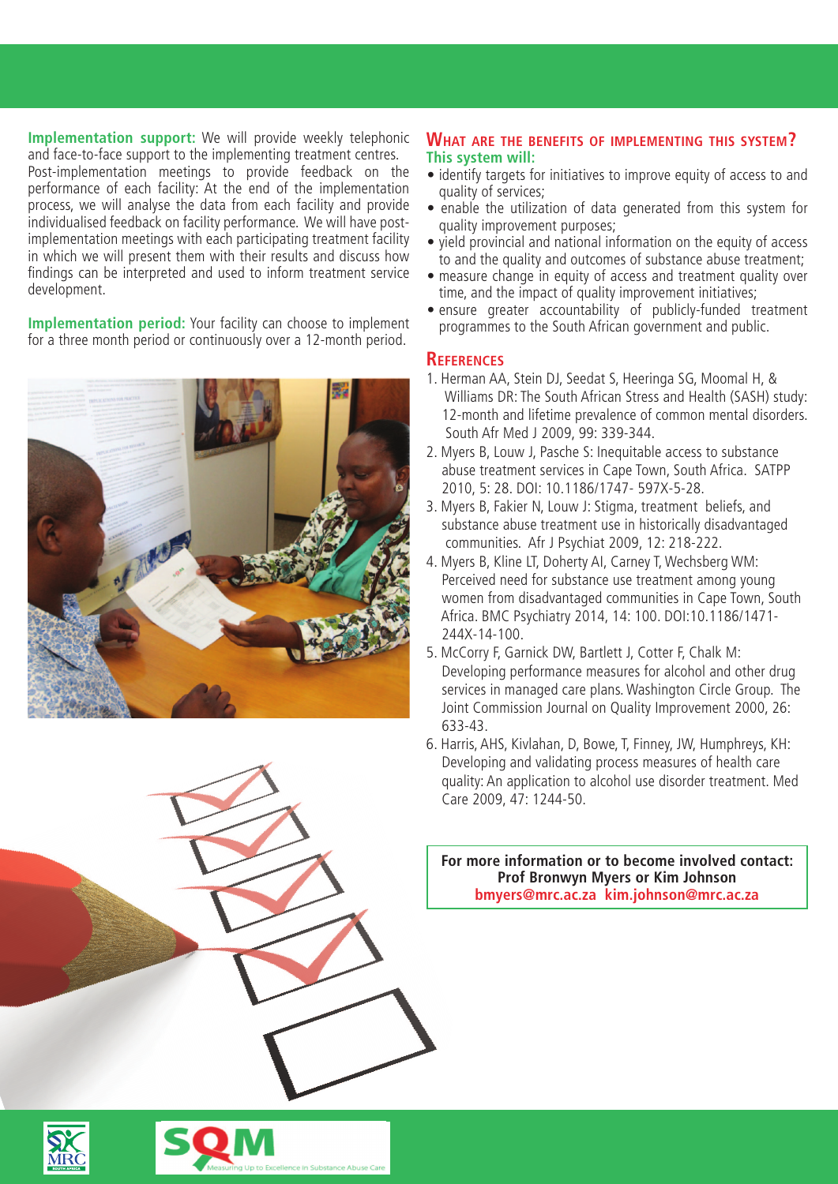**Implementation support:** We will provide weekly telephonic and face-to-face support to the implementing treatment centres. Post-implementation meetings to provide feedback on the performance of each facility: At the end of the implementation process, we will analyse the data from each facility and provide individualised feedback on facility performance. We will have post-implementation meetings with each participating treatment facility in which we will present them with their results and discuss how findings can be interpreted and used to inform treatment service development.

**Implementation period:** Your facility can choose to implement for a three month period or continuously over a 12-month period.

## What are the benefits of implementing this system?

**This system will:**

- identify targets for initiatives to improve equity of access to and quality of services;
- enable the utilization of data generated from this system for quality improvement purposes;
- yield provincial and national information on the equity of access to and the quality and outcomes of substance abuse treatment;
- measure change in equity of access and treatment quality over time, and the impact of quality improvement initiatives;
- ensure greater accountability of publicly-funded treatment programmes to the South African government and public.

## References

1. Herman AA, Stein DJ, Seedat S, Heeringa SG, Moomal H, & Williams DR: The South African Stress and Health (SASH) study: 12-month and lifetime prevalence of common mental disorders. South Afr Med J 2009, 99: 339-344.
2. Myers B, Louw J, Pasche S: Inequitable access to substance abuse treatment services in Cape Town, South Africa. SATPP 2010, 5: 28. DOI: 10.1186/1747- 597X-5-28.
3. Myers B, Fakier N, Louw J: Stigma, treatment beliefs, and substance abuse treatment use in historically disadvantaged communities. Afr J Psychiat 2009, 12: 218-222.
4. Myers B, Kline LT, Doherty AI, Carney T, Wechsberg WM: Perceived need for substance use treatment among young women from disadvantaged communities in Cape Town, South Africa. BMC Psychiatry 2014, 14: 100. DOI:10.1186/1471-244X-14-100.
5. McCorry F, Garnick DW, Bartlett J, Cotter F, Chalk M: Developing performance measures for alcohol and other drug services in managed care plans. Washington Circle Group. The Joint Commission Journal on Quality Improvement 2000, 26: 633-43.
6. Harris, AHS, Kivlahan, D, Bowe, T, Finney, JW, Humphreys, KH: Developing and validating process measures of health care quality: An application to alcohol use disorder treatment. Med Care 2009, 47: 1244-50.

**For more information or to become involved contact:**
**Prof Bronwyn Myers or Kim Johnson**
**bmyers@mrc.ac.za kim.johnson@mrc.ac.za**

MRC South Africa

SQM Measuring Up to Excellence in Substance Abuse Care